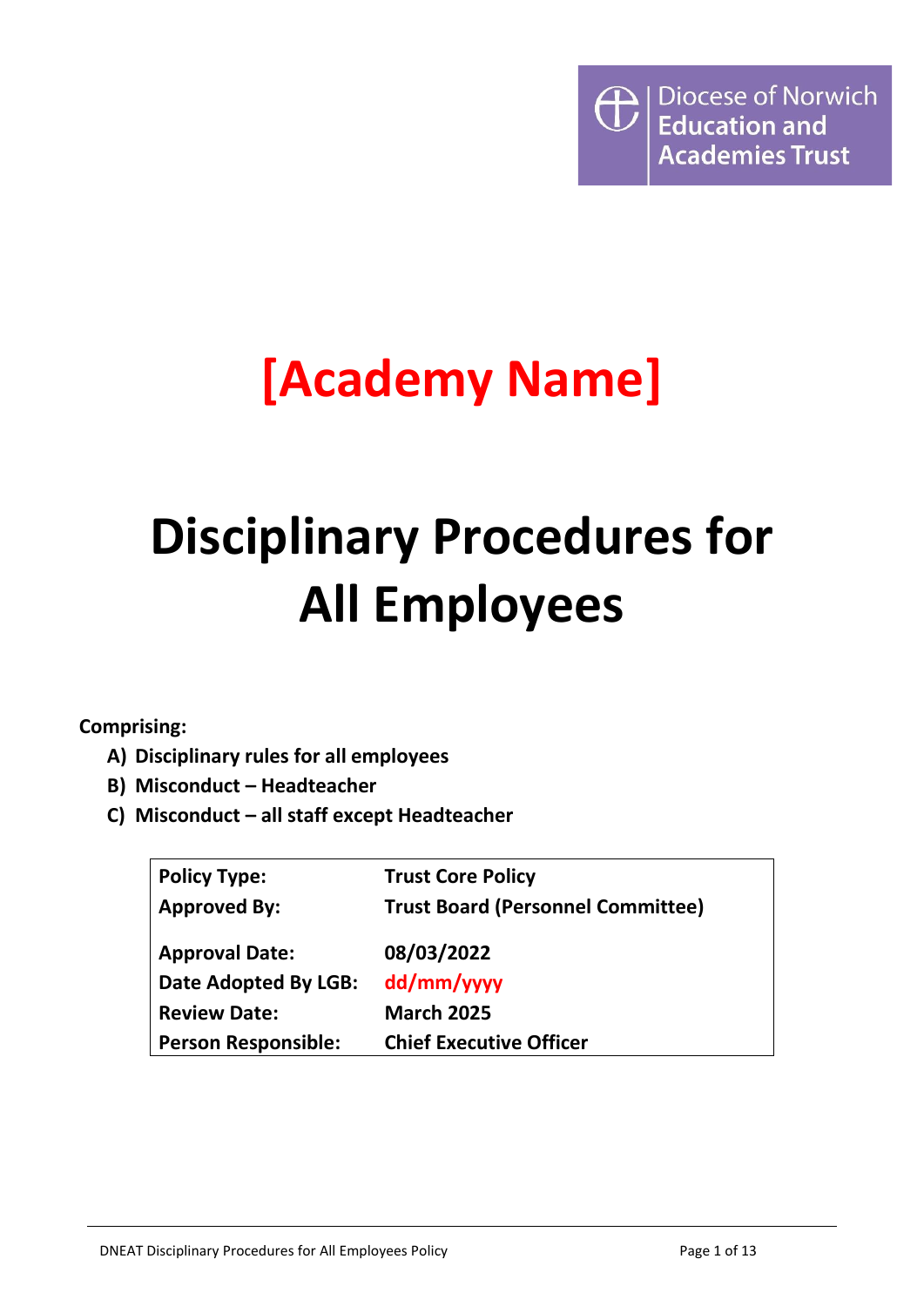Diocese of Norwich Education and Academies Trust

# [Academy Name]

# Disciplinary Procedures for All Employees

**Comprising:**

- **A) Disciplinary rules for all employees**
- **B) Misconduct – Headteacher**
- **C) Misconduct – all staff except Headteacher**

| | |
|---|---|
| **Policy Type:** | **Trust Core Policy** |
| **Approved By:** | **Trust Board (Personnel Committee)** |
| **Approval Date:** | **08/03/2022** |
| **Date Adopted By LGB:** | **dd/mm/yyyy** |
| **Review Date:** | **March 2025** |
| **Person Responsible:** | **Chief Executive Officer** |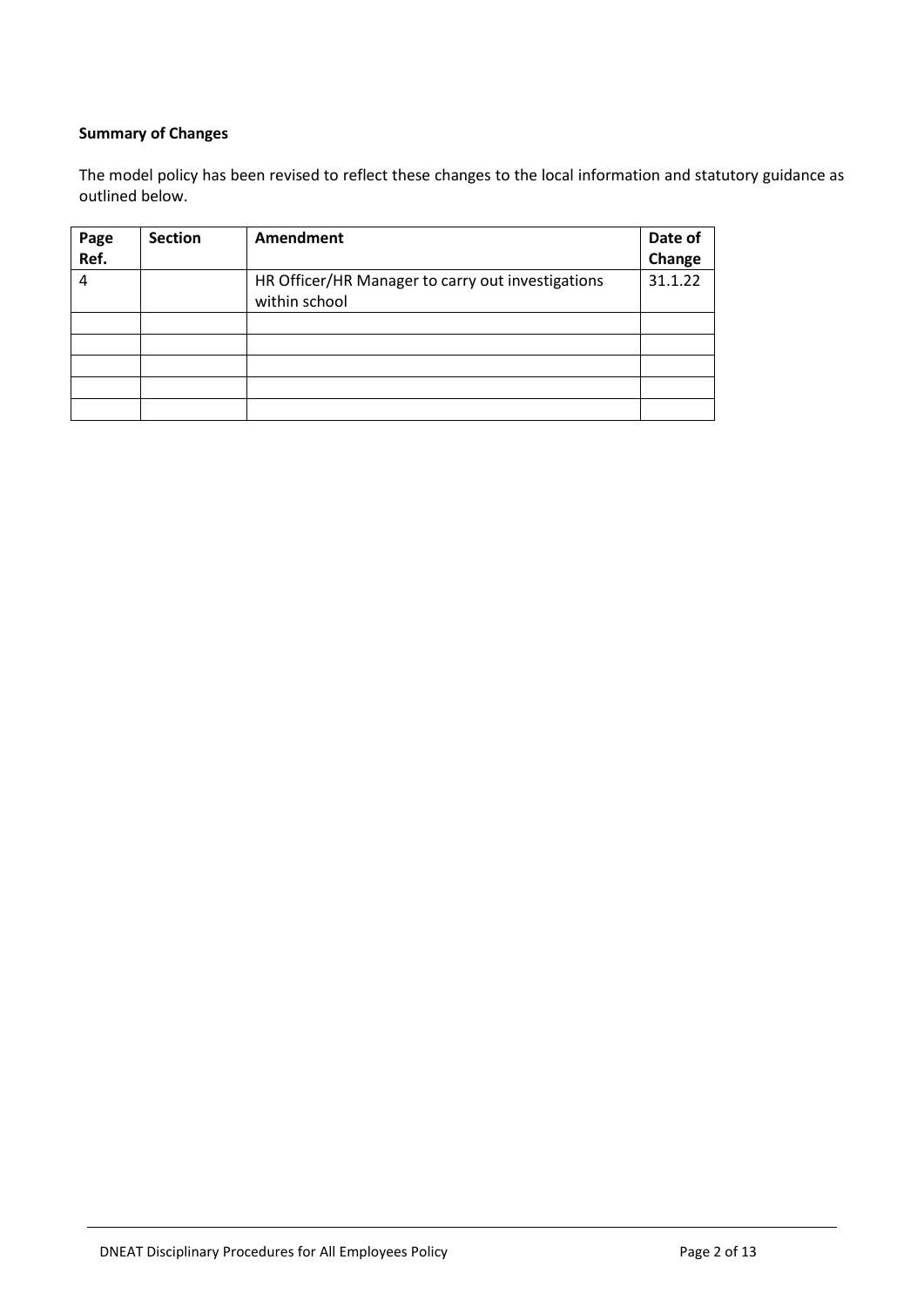**Summary of Changes**

The model policy has been revised to reflect these changes to the local information and statutory guidance as outlined below.

| Page Ref. | Section | Amendment | Date of Change |
|---|---|---|---|
| 4 | | HR Officer/HR Manager to carry out investigations within school | 31.1.22 |
| | | | |
| | | | |
| | | | |
| | | | |
| | | | |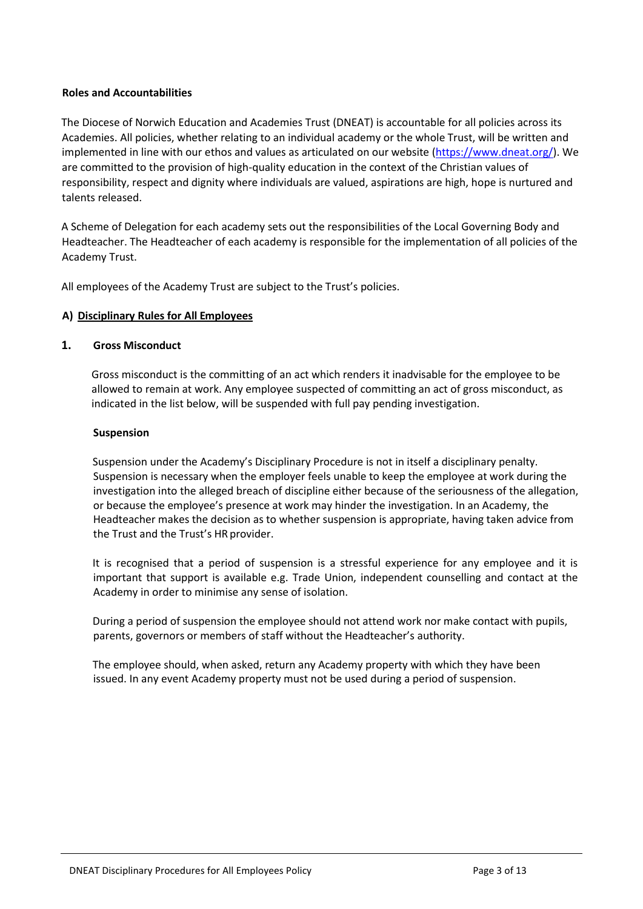**Roles and Accountabilities**

The Diocese of Norwich Education and Academies Trust (DNEAT) is accountable for all policies across its Academies. All policies, whether relating to an individual academy or the whole Trust, will be written and implemented in line with our ethos and values as articulated on our website (https://www.dneat.org/). We are committed to the provision of high-quality education in the context of the Christian values of responsibility, respect and dignity where individuals are valued, aspirations are high, hope is nurtured and talents released.

A Scheme of Delegation for each academy sets out the responsibilities of the Local Governing Body and Headteacher. The Headteacher of each academy is responsible for the implementation of all policies of the Academy Trust.

All employees of the Academy Trust are subject to the Trust's policies.

## A) Disciplinary Rules for All Employees

### 1. Gross Misconduct

Gross misconduct is the committing of an act which renders it inadvisable for the employee to be allowed to remain at work. Any employee suspected of committing an act of gross misconduct, as indicated in the list below, will be suspended with full pay pending investigation.

**Suspension**

Suspension under the Academy's Disciplinary Procedure is not in itself a disciplinary penalty. Suspension is necessary when the employer feels unable to keep the employee at work during the investigation into the alleged breach of discipline either because of the seriousness of the allegation, or because the employee's presence at work may hinder the investigation. In an Academy, the Headteacher makes the decision as to whether suspension is appropriate, having taken advice from the Trust and the Trust's HR provider.

It is recognised that a period of suspension is a stressful experience for any employee and it is important that support is available e.g. Trade Union, independent counselling and contact at the Academy in order to minimise any sense of isolation.

During a period of suspension the employee should not attend work nor make contact with pupils, parents, governors or members of staff without the Headteacher's authority.

The employee should, when asked, return any Academy property with which they have been issued. In any event Academy property must not be used during a period of suspension.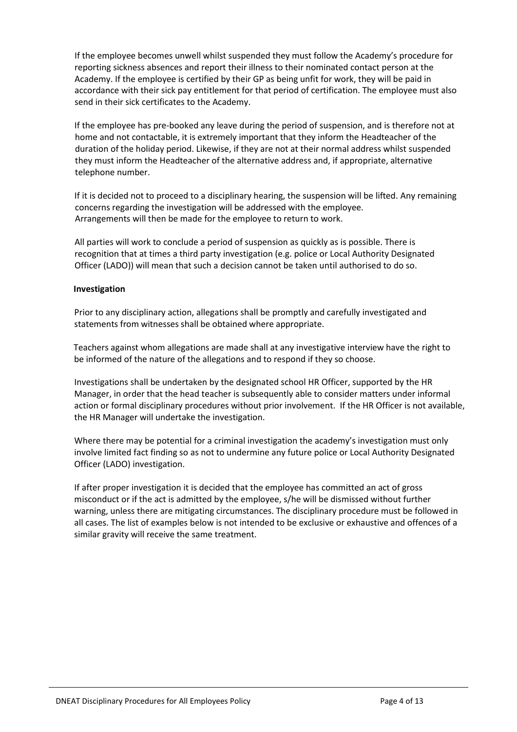If the employee becomes unwell whilst suspended they must follow the Academy's procedure for reporting sickness absences and report their illness to their nominated contact person at the Academy. If the employee is certified by their GP as being unfit for work, they will be paid in accordance with their sick pay entitlement for that period of certification. The employee must also send in their sick certificates to the Academy.

If the employee has pre-booked any leave during the period of suspension, and is therefore not at home and not contactable, it is extremely important that they inform the Headteacher of the duration of the holiday period. Likewise, if they are not at their normal address whilst suspended they must inform the Headteacher of the alternative address and, if appropriate, alternative telephone number.

If it is decided not to proceed to a disciplinary hearing, the suspension will be lifted. Any remaining concerns regarding the investigation will be addressed with the employee. Arrangements will then be made for the employee to return to work.

All parties will work to conclude a period of suspension as quickly as is possible. There is recognition that at times a third party investigation (e.g. police or Local Authority Designated Officer (LADO)) will mean that such a decision cannot be taken until authorised to do so.

**Investigation**

Prior to any disciplinary action, allegations shall be promptly and carefully investigated and statements from witnesses shall be obtained where appropriate.

Teachers against whom allegations are made shall at any investigative interview have the right to be informed of the nature of the allegations and to respond if they so choose.

Investigations shall be undertaken by the designated school HR Officer, supported by the HR Manager, in order that the head teacher is subsequently able to consider matters under informal action or formal disciplinary procedures without prior involvement. If the HR Officer is not available, the HR Manager will undertake the investigation.

Where there may be potential for a criminal investigation the academy's investigation must only involve limited fact finding so as not to undermine any future police or Local Authority Designated Officer (LADO) investigation.

If after proper investigation it is decided that the employee has committed an act of gross misconduct or if the act is admitted by the employee, s/he will be dismissed without further warning, unless there are mitigating circumstances. The disciplinary procedure must be followed in all cases. The list of examples below is not intended to be exclusive or exhaustive and offences of a similar gravity will receive the same treatment.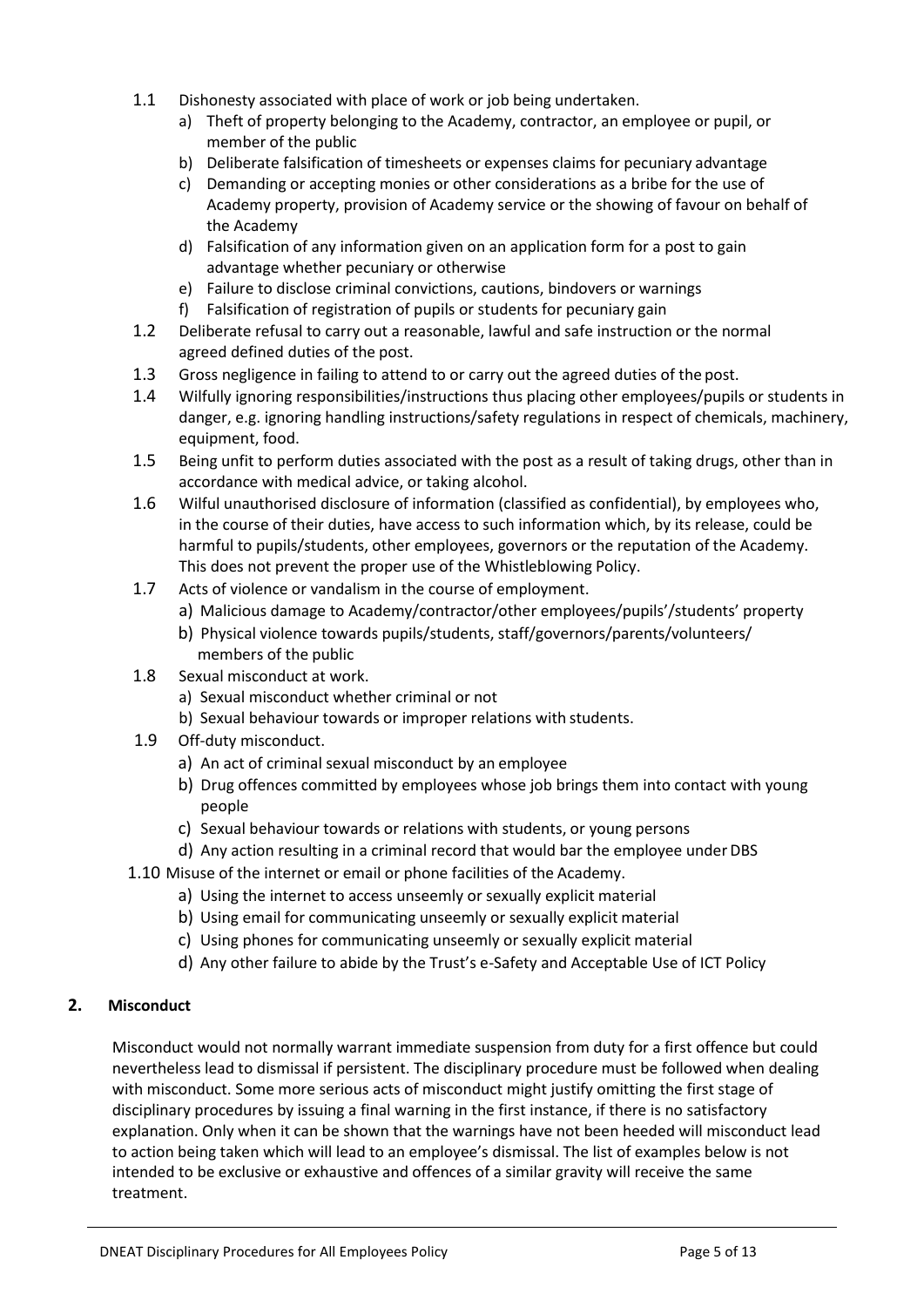- 1.1 Dishonesty associated with place of work or job being undertaken.
  - a) Theft of property belonging to the Academy, contractor, an employee or pupil, or member of the public
  - b) Deliberate falsification of timesheets or expenses claims for pecuniary advantage
  - c) Demanding or accepting monies or other considerations as a bribe for the use of Academy property, provision of Academy service or the showing of favour on behalf of the Academy
  - d) Falsification of any information given on an application form for a post to gain advantage whether pecuniary or otherwise
  - e) Failure to disclose criminal convictions, cautions, bindovers or warnings
  - f) Falsification of registration of pupils or students for pecuniary gain
- 1.2 Deliberate refusal to carry out a reasonable, lawful and safe instruction or the normal agreed defined duties of the post.
- 1.3 Gross negligence in failing to attend to or carry out the agreed duties of the post.
- 1.4 Wilfully ignoring responsibilities/instructions thus placing other employees/pupils or students in danger, e.g. ignoring handling instructions/safety regulations in respect of chemicals, machinery, equipment, food.
- 1.5 Being unfit to perform duties associated with the post as a result of taking drugs, other than in accordance with medical advice, or taking alcohol.
- 1.6 Wilful unauthorised disclosure of information (classified as confidential), by employees who, in the course of their duties, have access to such information which, by its release, could be harmful to pupils/students, other employees, governors or the reputation of the Academy. This does not prevent the proper use of the Whistleblowing Policy.
- 1.7 Acts of violence or vandalism in the course of employment.
  - a) Malicious damage to Academy/contractor/other employees/pupils'/students' property
  - b) Physical violence towards pupils/students, staff/governors/parents/volunteers/ members of the public
- 1.8 Sexual misconduct at work.
  - a) Sexual misconduct whether criminal or not
  - b) Sexual behaviour towards or improper relations with students.
- 1.9 Off-duty misconduct.
  - a) An act of criminal sexual misconduct by an employee
  - b) Drug offences committed by employees whose job brings them into contact with young people
  - c) Sexual behaviour towards or relations with students, or young persons
  - d) Any action resulting in a criminal record that would bar the employee under DBS
- 1.10 Misuse of the internet or email or phone facilities of the Academy.
  - a) Using the internet to access unseemly or sexually explicit material
  - b) Using email for communicating unseemly or sexually explicit material
  - c) Using phones for communicating unseemly or sexually explicit material
  - d) Any other failure to abide by the Trust's e-Safety and Acceptable Use of ICT Policy

## 2. Misconduct

Misconduct would not normally warrant immediate suspension from duty for a first offence but could nevertheless lead to dismissal if persistent. The disciplinary procedure must be followed when dealing with misconduct. Some more serious acts of misconduct might justify omitting the first stage of disciplinary procedures by issuing a final warning in the first instance, if there is no satisfactory explanation. Only when it can be shown that the warnings have not been heeded will misconduct lead to action being taken which will lead to an employee's dismissal. The list of examples below is not intended to be exclusive or exhaustive and offences of a similar gravity will receive the same treatment.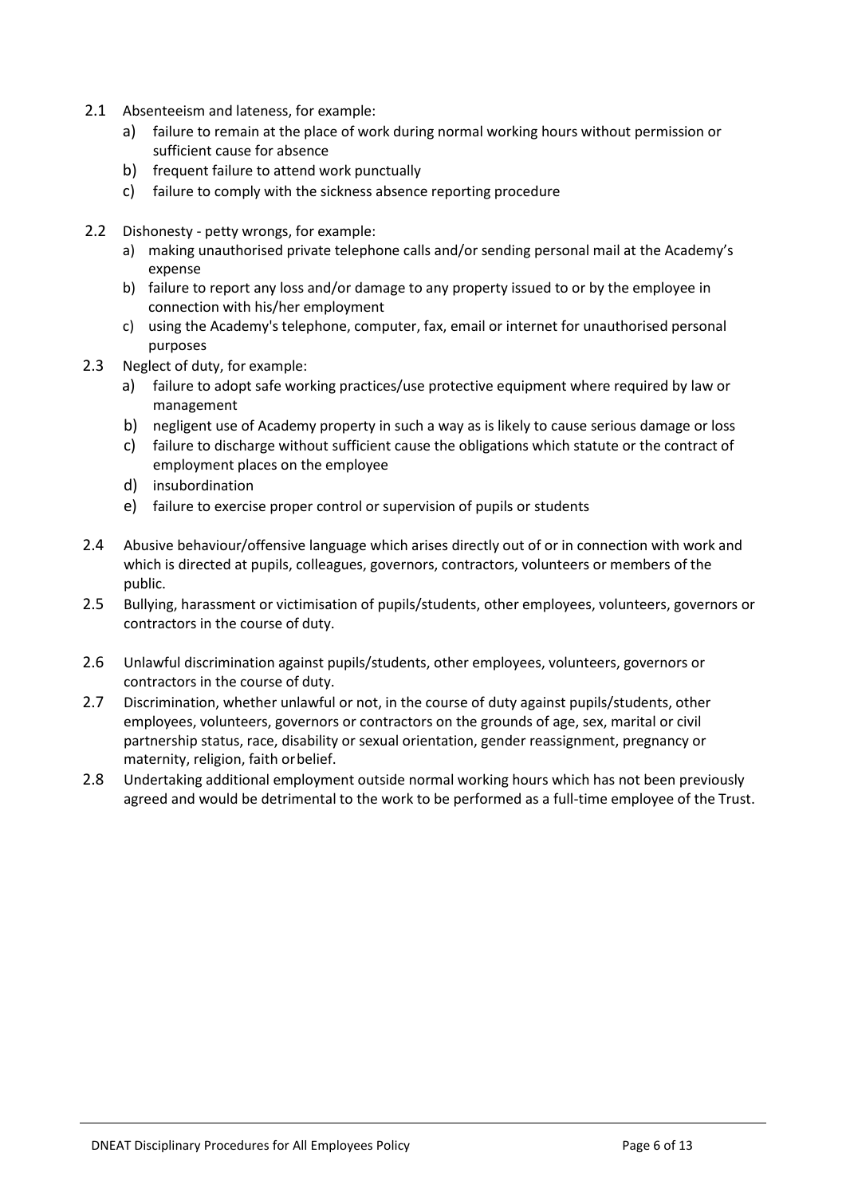2.1 Absenteeism and lateness, for example:

   a) failure to remain at the place of work during normal working hours without permission or sufficient cause for absence
   b) frequent failure to attend work punctually
   c) failure to comply with the sickness absence reporting procedure

2.2 Dishonesty - petty wrongs, for example:

   a) making unauthorised private telephone calls and/or sending personal mail at the Academy's expense
   b) failure to report any loss and/or damage to any property issued to or by the employee in connection with his/her employment
   c) using the Academy's telephone, computer, fax, email or internet for unauthorised personal purposes

2.3 Neglect of duty, for example:

   a) failure to adopt safe working practices/use protective equipment where required by law or management
   b) negligent use of Academy property in such a way as is likely to cause serious damage or loss
   c) failure to discharge without sufficient cause the obligations which statute or the contract of employment places on the employee
   d) insubordination
   e) failure to exercise proper control or supervision of pupils or students

2.4 Abusive behaviour/offensive language which arises directly out of or in connection with work and which is directed at pupils, colleagues, governors, contractors, volunteers or members of the public.

2.5 Bullying, harassment or victimisation of pupils/students, other employees, volunteers, governors or contractors in the course of duty.

2.6 Unlawful discrimination against pupils/students, other employees, volunteers, governors or contractors in the course of duty.

2.7 Discrimination, whether unlawful or not, in the course of duty against pupils/students, other employees, volunteers, governors or contractors on the grounds of age, sex, marital or civil partnership status, race, disability or sexual orientation, gender reassignment, pregnancy or maternity, religion, faith or belief.

2.8 Undertaking additional employment outside normal working hours which has not been previously agreed and would be detrimental to the work to be performed as a full-time employee of the Trust.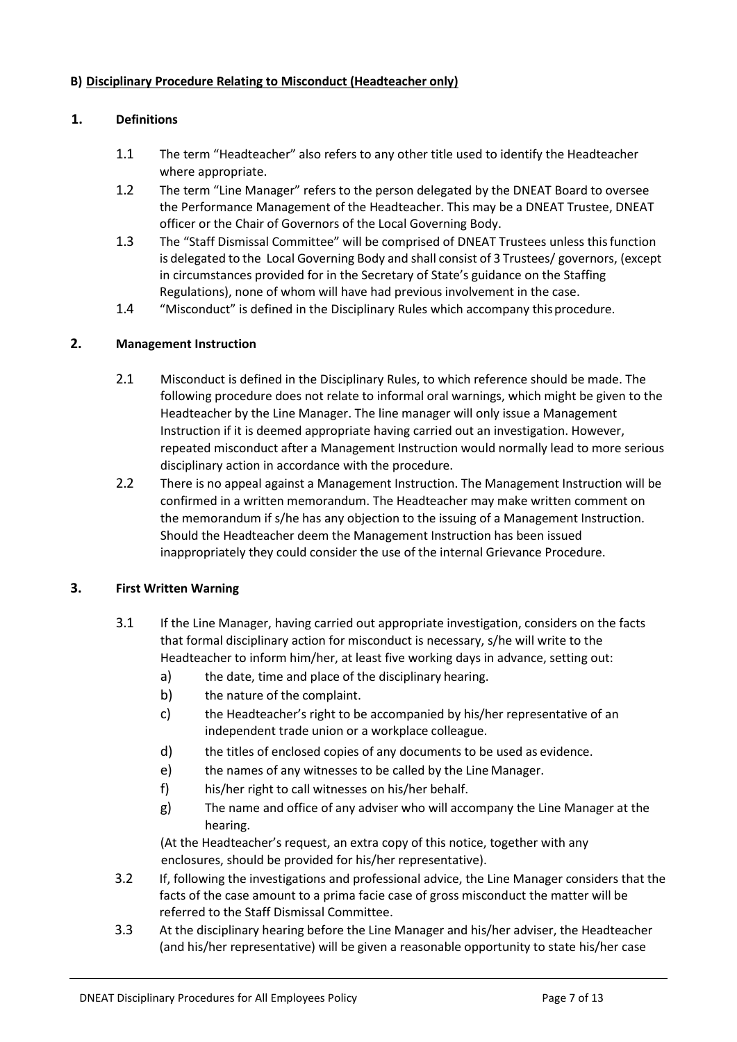**B) Disciplinary Procedure Relating to Misconduct (Headteacher only)**

## 1. Definitions

1.1 The term "Headteacher" also refers to any other title used to identify the Headteacher where appropriate.

1.2 The term "Line Manager" refers to the person delegated by the DNEAT Board to oversee the Performance Management of the Headteacher. This may be a DNEAT Trustee, DNEAT officer or the Chair of Governors of the Local Governing Body.

1.3 The "Staff Dismissal Committee" will be comprised of DNEAT Trustees unless this function is delegated to the Local Governing Body and shall consist of 3 Trustees/ governors, (except in circumstances provided for in the Secretary of State's guidance on the Staffing Regulations), none of whom will have had previous involvement in the case.

1.4 "Misconduct" is defined in the Disciplinary Rules which accompany this procedure.

## 2. Management Instruction

2.1 Misconduct is defined in the Disciplinary Rules, to which reference should be made. The following procedure does not relate to informal oral warnings, which might be given to the Headteacher by the Line Manager. The line manager will only issue a Management Instruction if it is deemed appropriate having carried out an investigation. However, repeated misconduct after a Management Instruction would normally lead to more serious disciplinary action in accordance with the procedure.

2.2 There is no appeal against a Management Instruction. The Management Instruction will be confirmed in a written memorandum. The Headteacher may make written comment on the memorandum if s/he has any objection to the issuing of a Management Instruction. Should the Headteacher deem the Management Instruction has been issued inappropriately they could consider the use of the internal Grievance Procedure.

## 3. First Written Warning

3.1 If the Line Manager, having carried out appropriate investigation, considers on the facts that formal disciplinary action for misconduct is necessary, s/he will write to the Headteacher to inform him/her, at least five working days in advance, setting out:

a) the date, time and place of the disciplinary hearing.

b) the nature of the complaint.

c) the Headteacher's right to be accompanied by his/her representative of an independent trade union or a workplace colleague.

d) the titles of enclosed copies of any documents to be used as evidence.

e) the names of any witnesses to be called by the Line Manager.

f) his/her right to call witnesses on his/her behalf.

g) The name and office of any adviser who will accompany the Line Manager at the hearing.

(At the Headteacher's request, an extra copy of this notice, together with any enclosures, should be provided for his/her representative).

3.2 If, following the investigations and professional advice, the Line Manager considers that the facts of the case amount to a prima facie case of gross misconduct the matter will be referred to the Staff Dismissal Committee.

3.3 At the disciplinary hearing before the Line Manager and his/her adviser, the Headteacher (and his/her representative) will be given a reasonable opportunity to state his/her case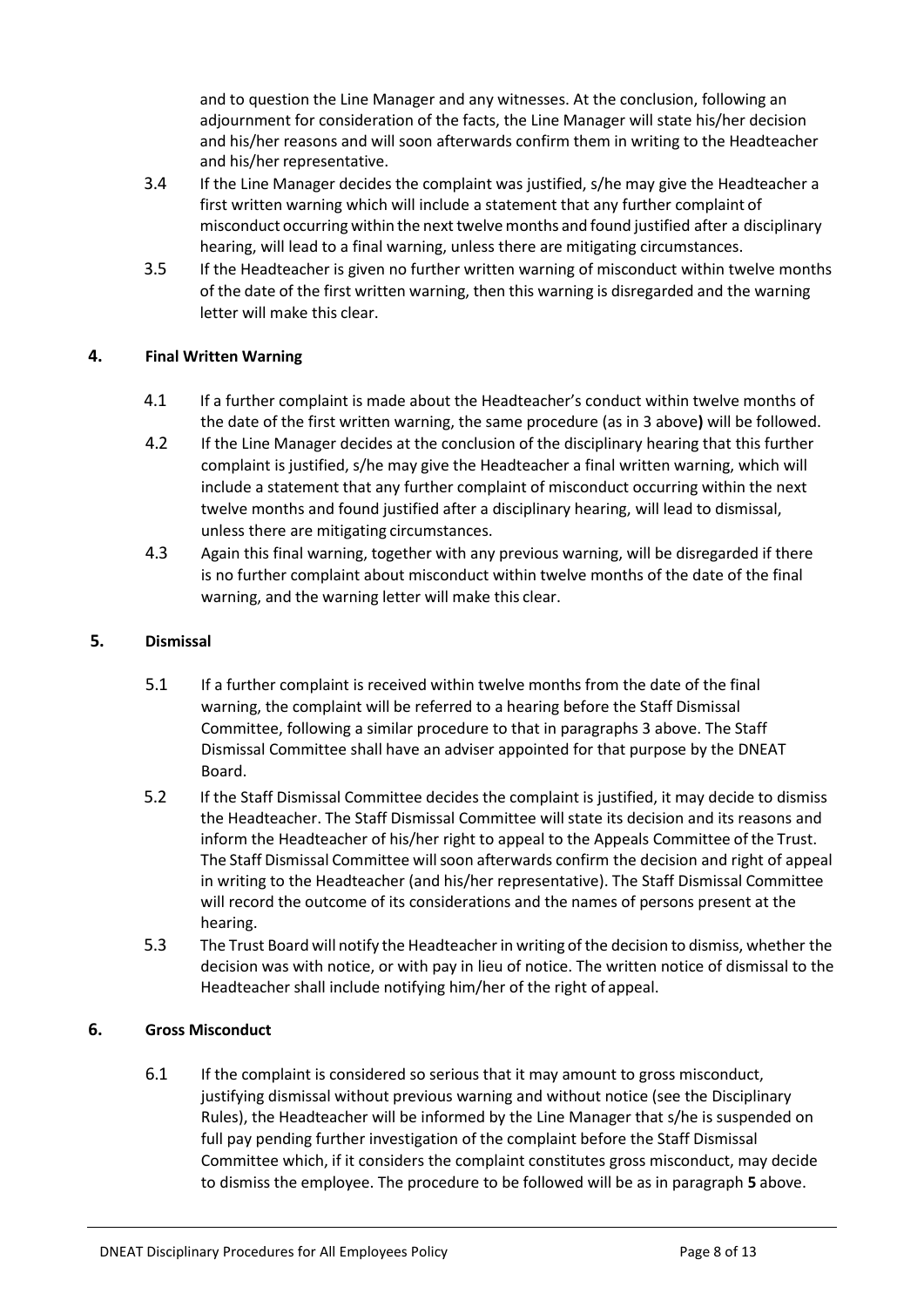and to question the Line Manager and any witnesses. At the conclusion, following an adjournment for consideration of the facts, the Line Manager will state his/her decision and his/her reasons and will soon afterwards confirm them in writing to the Headteacher and his/her representative.

3.4 If the Line Manager decides the complaint was justified, s/he may give the Headteacher a first written warning which will include a statement that any further complaint of misconduct occurring within the next twelve months and found justified after a disciplinary hearing, will lead to a final warning, unless there are mitigating circumstances.

3.5 If the Headteacher is given no further written warning of misconduct within twelve months of the date of the first written warning, then this warning is disregarded and the warning letter will make this clear.

## 4. Final Written Warning

4.1 If a further complaint is made about the Headteacher's conduct within twelve months of the date of the first written warning, the same procedure (as in 3 above**)** will be followed.

4.2 If the Line Manager decides at the conclusion of the disciplinary hearing that this further complaint is justified, s/he may give the Headteacher a final written warning, which will include a statement that any further complaint of misconduct occurring within the next twelve months and found justified after a disciplinary hearing, will lead to dismissal, unless there are mitigating circumstances.

4.3 Again this final warning, together with any previous warning, will be disregarded if there is no further complaint about misconduct within twelve months of the date of the final warning, and the warning letter will make this clear.

## 5. Dismissal

5.1 If a further complaint is received within twelve months from the date of the final warning, the complaint will be referred to a hearing before the Staff Dismissal Committee, following a similar procedure to that in paragraphs 3 above. The Staff Dismissal Committee shall have an adviser appointed for that purpose by the DNEAT Board.

5.2 If the Staff Dismissal Committee decides the complaint is justified, it may decide to dismiss the Headteacher. The Staff Dismissal Committee will state its decision and its reasons and inform the Headteacher of his/her right to appeal to the Appeals Committee of the Trust. The Staff Dismissal Committee will soon afterwards confirm the decision and right of appeal in writing to the Headteacher (and his/her representative). The Staff Dismissal Committee will record the outcome of its considerations and the names of persons present at the hearing.

5.3 The Trust Board will notify the Headteacher in writing of the decision to dismiss, whether the decision was with notice, or with pay in lieu of notice. The written notice of dismissal to the Headteacher shall include notifying him/her of the right of appeal.

## 6. Gross Misconduct

6.1 If the complaint is considered so serious that it may amount to gross misconduct, justifying dismissal without previous warning and without notice (see the Disciplinary Rules), the Headteacher will be informed by the Line Manager that s/he is suspended on full pay pending further investigation of the complaint before the Staff Dismissal Committee which, if it considers the complaint constitutes gross misconduct, may decide to dismiss the employee. The procedure to be followed will be as in paragraph **5** above.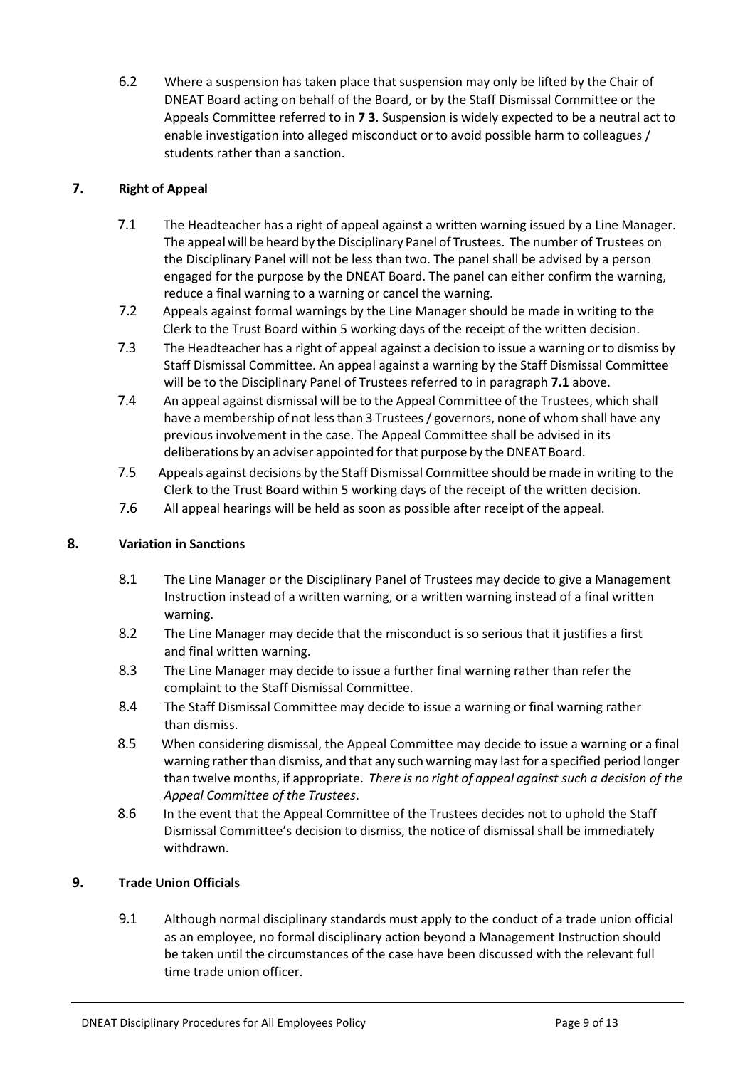6.2 Where a suspension has taken place that suspension may only be lifted by the Chair of DNEAT Board acting on behalf of the Board, or by the Staff Dismissal Committee or the Appeals Committee referred to in **7 3**. Suspension is widely expected to be a neutral act to enable investigation into alleged misconduct or to avoid possible harm to colleagues / students rather than a sanction.

## 7. Right of Appeal

7.1 The Headteacher has a right of appeal against a written warning issued by a Line Manager. The appeal will be heard by the Disciplinary Panel of Trustees. The number of Trustees on the Disciplinary Panel will not be less than two. The panel shall be advised by a person engaged for the purpose by the DNEAT Board. The panel can either confirm the warning, reduce a final warning to a warning or cancel the warning.

7.2 Appeals against formal warnings by the Line Manager should be made in writing to the Clerk to the Trust Board within 5 working days of the receipt of the written decision.

7.3 The Headteacher has a right of appeal against a decision to issue a warning or to dismiss by Staff Dismissal Committee. An appeal against a warning by the Staff Dismissal Committee will be to the Disciplinary Panel of Trustees referred to in paragraph **7.1** above.

7.4 An appeal against dismissal will be to the Appeal Committee of the Trustees, which shall have a membership of not less than 3 Trustees / governors, none of whom shall have any previous involvement in the case. The Appeal Committee shall be advised in its deliberations by an adviser appointed for that purpose by the DNEAT Board.

7.5 Appeals against decisions by the Staff Dismissal Committee should be made in writing to the Clerk to the Trust Board within 5 working days of the receipt of the written decision.

7.6 All appeal hearings will be held as soon as possible after receipt of the appeal.

## 8. Variation in Sanctions

8.1 The Line Manager or the Disciplinary Panel of Trustees may decide to give a Management Instruction instead of a written warning, or a written warning instead of a final written warning.

8.2 The Line Manager may decide that the misconduct is so serious that it justifies a first and final written warning.

8.3 The Line Manager may decide to issue a further final warning rather than refer the complaint to the Staff Dismissal Committee.

8.4 The Staff Dismissal Committee may decide to issue a warning or final warning rather than dismiss.

8.5 When considering dismissal, the Appeal Committee may decide to issue a warning or a final warning rather than dismiss, and that any such warning may last for a specified period longer than twelve months, if appropriate. *There is no right of appeal against such a decision of the Appeal Committee of the Trustees*.

8.6 In the event that the Appeal Committee of the Trustees decides not to uphold the Staff Dismissal Committee's decision to dismiss, the notice of dismissal shall be immediately withdrawn.

## 9. Trade Union Officials

9.1 Although normal disciplinary standards must apply to the conduct of a trade union official as an employee, no formal disciplinary action beyond a Management Instruction should be taken until the circumstances of the case have been discussed with the relevant full time trade union officer.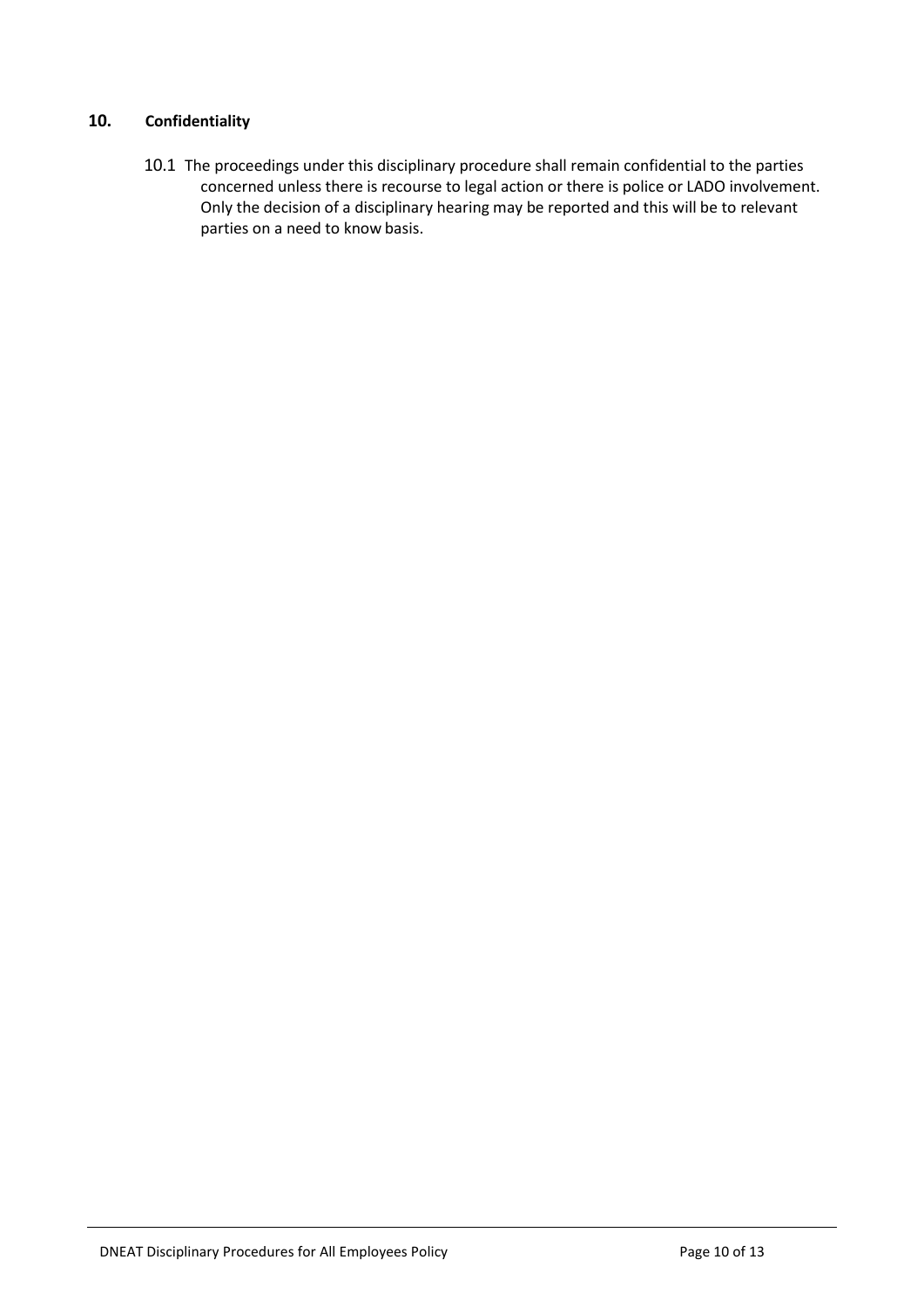## 10. Confidentiality

10.1 The proceedings under this disciplinary procedure shall remain confidential to the parties concerned unless there is recourse to legal action or there is police or LADO involvement. Only the decision of a disciplinary hearing may be reported and this will be to relevant parties on a need to know basis.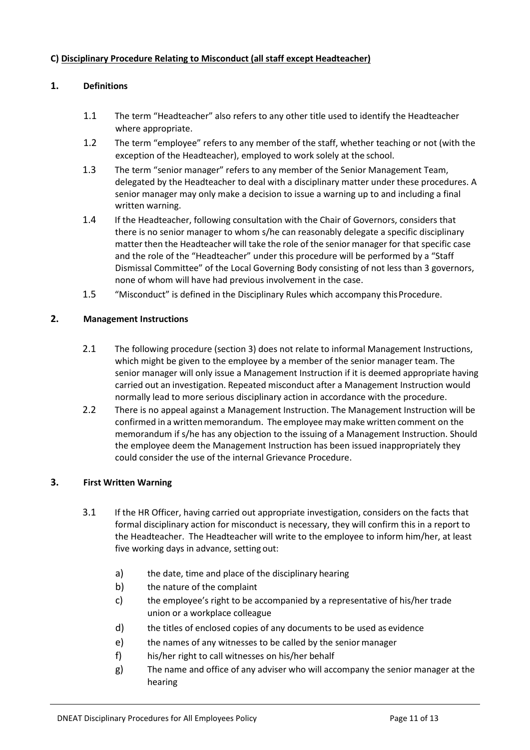**C) Disciplinary Procedure Relating to Misconduct (all staff except Headteacher)**

## 1. Definitions

1.1 The term "Headteacher" also refers to any other title used to identify the Headteacher where appropriate.

1.2 The term "employee" refers to any member of the staff, whether teaching or not (with the exception of the Headteacher), employed to work solely at the school.

1.3 The term "senior manager" refers to any member of the Senior Management Team, delegated by the Headteacher to deal with a disciplinary matter under these procedures. A senior manager may only make a decision to issue a warning up to and including a final written warning.

1.4 If the Headteacher, following consultation with the Chair of Governors, considers that there is no senior manager to whom s/he can reasonably delegate a specific disciplinary matter then the Headteacher will take the role of the senior manager for that specific case and the role of the "Headteacher" under this procedure will be performed by a "Staff Dismissal Committee" of the Local Governing Body consisting of not less than 3 governors, none of whom will have had previous involvement in the case.

1.5 "Misconduct" is defined in the Disciplinary Rules which accompany this Procedure.

## 2. Management Instructions

2.1 The following procedure (section 3) does not relate to informal Management Instructions, which might be given to the employee by a member of the senior manager team. The senior manager will only issue a Management Instruction if it is deemed appropriate having carried out an investigation. Repeated misconduct after a Management Instruction would normally lead to more serious disciplinary action in accordance with the procedure.

2.2 There is no appeal against a Management Instruction. The Management Instruction will be confirmed in a written memorandum. The employee may make written comment on the memorandum if s/he has any objection to the issuing of a Management Instruction. Should the employee deem the Management Instruction has been issued inappropriately they could consider the use of the internal Grievance Procedure.

## 3. First Written Warning

3.1 If the HR Officer, having carried out appropriate investigation, considers on the facts that formal disciplinary action for misconduct is necessary, they will confirm this in a report to the Headteacher. The Headteacher will write to the employee to inform him/her, at least five working days in advance, setting out:

a) the date, time and place of the disciplinary hearing

b) the nature of the complaint

c) the employee's right to be accompanied by a representative of his/her trade union or a workplace colleague

d) the titles of enclosed copies of any documents to be used as evidence

e) the names of any witnesses to be called by the senior manager

f) his/her right to call witnesses on his/her behalf

g) The name and office of any adviser who will accompany the senior manager at the hearing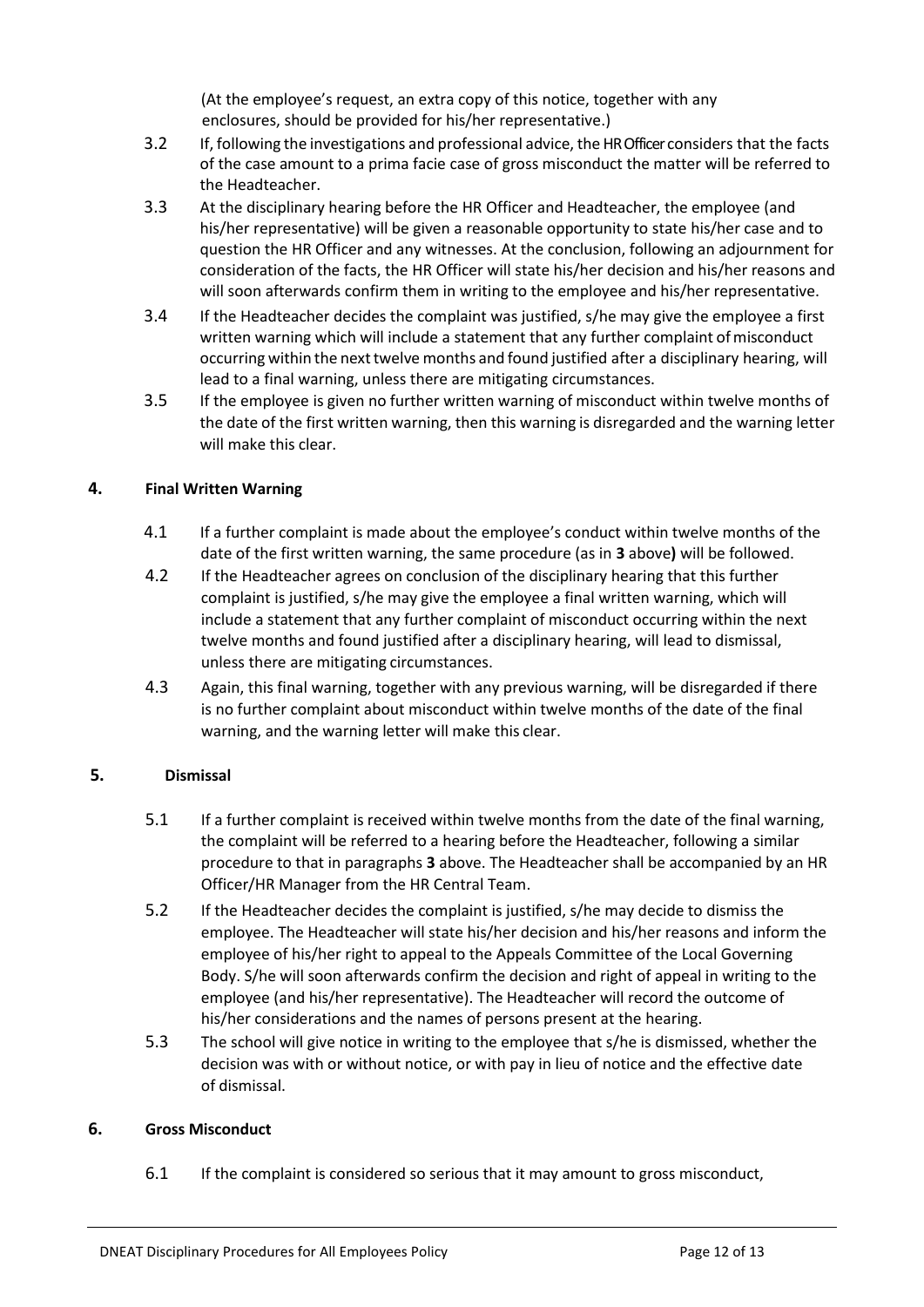(At the employee's request, an extra copy of this notice, together with any enclosures, should be provided for his/her representative.)

3.2 If, following the investigations and professional advice, the HR Officer considers that the facts of the case amount to a prima facie case of gross misconduct the matter will be referred to the Headteacher.

3.3 At the disciplinary hearing before the HR Officer and Headteacher, the employee (and his/her representative) will be given a reasonable opportunity to state his/her case and to question the HR Officer and any witnesses. At the conclusion, following an adjournment for consideration of the facts, the HR Officer will state his/her decision and his/her reasons and will soon afterwards confirm them in writing to the employee and his/her representative.

3.4 If the Headteacher decides the complaint was justified, s/he may give the employee a first written warning which will include a statement that any further complaint of misconduct occurring within the next twelve months and found justified after a disciplinary hearing, will lead to a final warning, unless there are mitigating circumstances.

3.5 If the employee is given no further written warning of misconduct within twelve months of the date of the first written warning, then this warning is disregarded and the warning letter will make this clear.

## 4. Final Written Warning

4.1 If a further complaint is made about the employee's conduct within twelve months of the date of the first written warning, the same procedure (as in **3** above**)** will be followed.

4.2 If the Headteacher agrees on conclusion of the disciplinary hearing that this further complaint is justified, s/he may give the employee a final written warning, which will include a statement that any further complaint of misconduct occurring within the next twelve months and found justified after a disciplinary hearing, will lead to dismissal, unless there are mitigating circumstances.

4.3 Again, this final warning, together with any previous warning, will be disregarded if there is no further complaint about misconduct within twelve months of the date of the final warning, and the warning letter will make this clear.

## 5. Dismissal

5.1 If a further complaint is received within twelve months from the date of the final warning, the complaint will be referred to a hearing before the Headteacher, following a similar procedure to that in paragraphs **3** above. The Headteacher shall be accompanied by an HR Officer/HR Manager from the HR Central Team.

5.2 If the Headteacher decides the complaint is justified, s/he may decide to dismiss the employee. The Headteacher will state his/her decision and his/her reasons and inform the employee of his/her right to appeal to the Appeals Committee of the Local Governing Body. S/he will soon afterwards confirm the decision and right of appeal in writing to the employee (and his/her representative). The Headteacher will record the outcome of his/her considerations and the names of persons present at the hearing.

5.3 The school will give notice in writing to the employee that s/he is dismissed, whether the decision was with or without notice, or with pay in lieu of notice and the effective date of dismissal.

## 6. Gross Misconduct

6.1 If the complaint is considered so serious that it may amount to gross misconduct,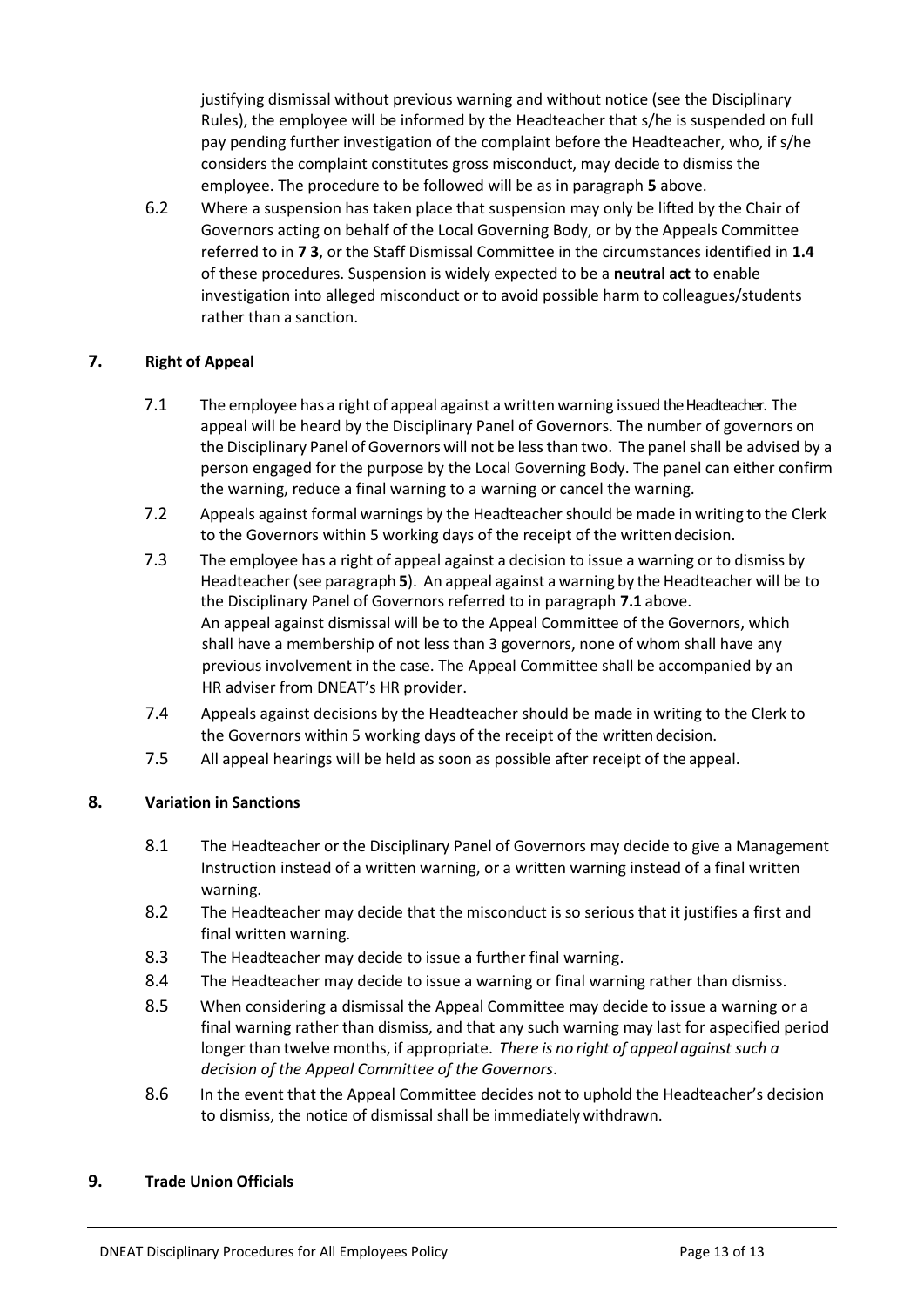justifying dismissal without previous warning and without notice (see the Disciplinary Rules), the employee will be informed by the Headteacher that s/he is suspended on full pay pending further investigation of the complaint before the Headteacher, who, if s/he considers the complaint constitutes gross misconduct, may decide to dismiss the employee. The procedure to be followed will be as in paragraph **5** above.

6.2 Where a suspension has taken place that suspension may only be lifted by the Chair of Governors acting on behalf of the Local Governing Body, or by the Appeals Committee referred to in **7 3**, or the Staff Dismissal Committee in the circumstances identified in **1.4** of these procedures. Suspension is widely expected to be a **neutral act** to enable investigation into alleged misconduct or to avoid possible harm to colleagues/students rather than a sanction.

## 7. Right of Appeal

7.1 The employee has a right of appeal against a written warning issued the Headteacher. The appeal will be heard by the Disciplinary Panel of Governors. The number of governors on the Disciplinary Panel of Governors will not be less than two. The panel shall be advised by a person engaged for the purpose by the Local Governing Body. The panel can either confirm the warning, reduce a final warning to a warning or cancel the warning.

7.2 Appeals against formal warnings by the Headteacher should be made in writing to the Clerk to the Governors within 5 working days of the receipt of the written decision.

7.3 The employee has a right of appeal against a decision to issue a warning or to dismiss by Headteacher (see paragraph **5**). An appeal against a warning by the Headteacher will be to the Disciplinary Panel of Governors referred to in paragraph **7.1** above. An appeal against dismissal will be to the Appeal Committee of the Governors, which shall have a membership of not less than 3 governors, none of whom shall have any previous involvement in the case. The Appeal Committee shall be accompanied by an HR adviser from DNEAT's HR provider.

7.4 Appeals against decisions by the Headteacher should be made in writing to the Clerk to the Governors within 5 working days of the receipt of the written decision.

7.5 All appeal hearings will be held as soon as possible after receipt of the appeal.

## 8. Variation in Sanctions

8.1 The Headteacher or the Disciplinary Panel of Governors may decide to give a Management Instruction instead of a written warning, or a written warning instead of a final written warning.

8.2 The Headteacher may decide that the misconduct is so serious that it justifies a first and final written warning.

8.3 The Headteacher may decide to issue a further final warning.

8.4 The Headteacher may decide to issue a warning or final warning rather than dismiss.

8.5 When considering a dismissal the Appeal Committee may decide to issue a warning or a final warning rather than dismiss, and that any such warning may last for a specified period longer than twelve months, if appropriate. *There is no right of appeal against such a decision of the Appeal Committee of the Governors*.

8.6 In the event that the Appeal Committee decides not to uphold the Headteacher's decision to dismiss, the notice of dismissal shall be immediately withdrawn.

## 9. Trade Union Officials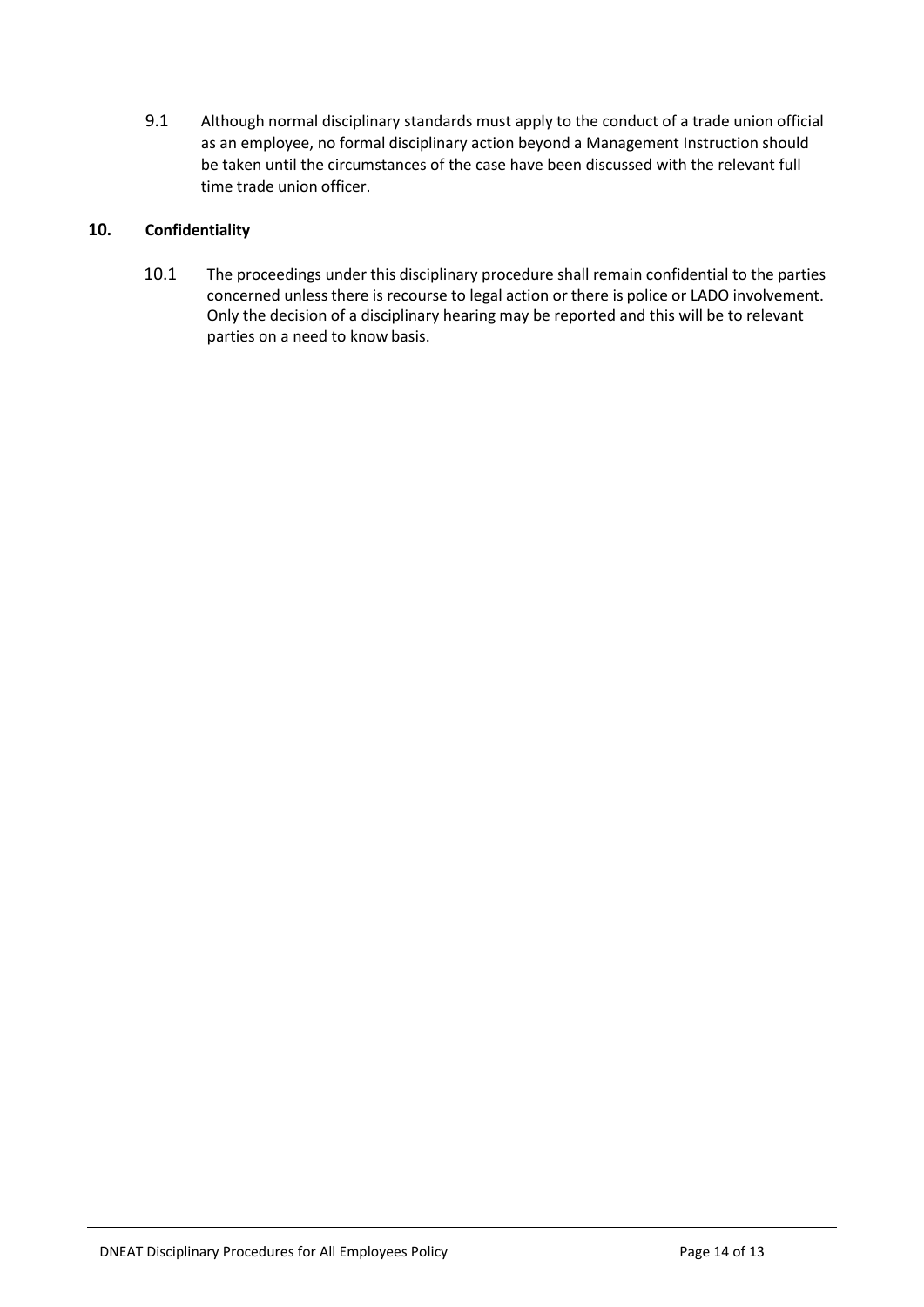9.1 Although normal disciplinary standards must apply to the conduct of a trade union official as an employee, no formal disciplinary action beyond a Management Instruction should be taken until the circumstances of the case have been discussed with the relevant full time trade union officer.

## 10. Confidentiality

10.1 The proceedings under this disciplinary procedure shall remain confidential to the parties concerned unless there is recourse to legal action or there is police or LADO involvement. Only the decision of a disciplinary hearing may be reported and this will be to relevant parties on a need to know basis.